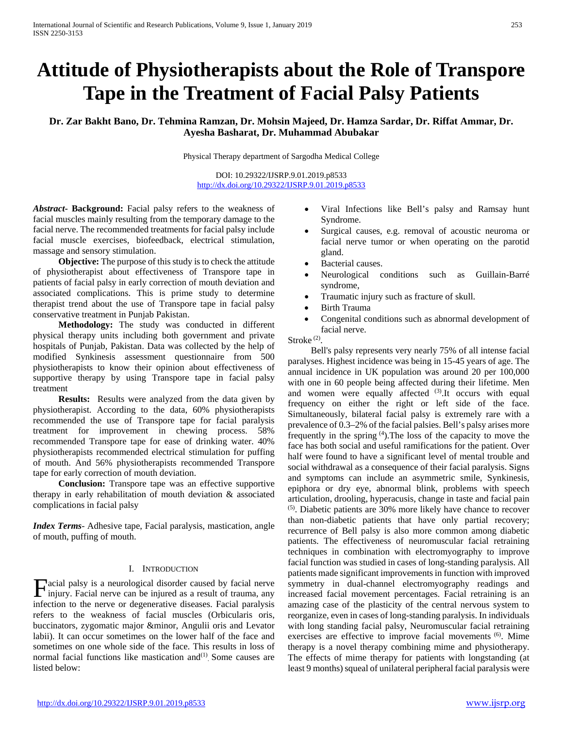# Attitude of Physiotherapists about the Role of Transpore Tape in the Treatment of Facial Palsy Patients

**Dr. Zar Bakht Bano, Dr. Tehmina Ramzan, Dr. Mohsin Majeed, Dr. Hamza Sardar, Dr. Riffat Ammar, Dr. Ayesha Basharat, Dr. Muhammad Abubakar**

Physical Therapy department of Sargodha Medical College

DOI: 10.29322/IJSRP.9.01.2019.p8533
http://dx.doi.org/10.29322/IJSRP.9.01.2019.p8533

***Abstract*-** **Background:** Facial palsy refers to the weakness of facial muscles mainly resulting from the temporary damage to the facial nerve. The recommended treatments for facial palsy include facial muscle exercises, biofeedback, electrical stimulation, massage and sensory stimulation.

**Objective:** The purpose of this study is to check the attitude of physiotherapist about effectiveness of Transpore tape in patients of facial palsy in early correction of mouth deviation and associated complications. This is prime study to determine therapist trend about the use of Transpore tape in facial palsy conservative treatment in Punjab Pakistan.

**Methodology:** The study was conducted in different physical therapy units including both government and private hospitals of Punjab, Pakistan. Data was collected by the help of modified Synkinesis assessment questionnaire from 500 physiotherapists to know their opinion about effectiveness of supportive therapy by using Transpore tape in facial palsy treatment

**Results:** Results were analyzed from the data given by physiotherapist. According to the data, 60% physiotherapists recommended the use of Transpore tape for facial paralysis treatment for improvement in chewing process. 58% recommended Transpore tape for ease of drinking water. 40% physiotherapists recommended electrical stimulation for puffing of mouth. And 56% physiotherapists recommended Transpore tape for early correction of mouth deviation.

**Conclusion:** Transpore tape was an effective supportive therapy in early rehabilitation of mouth deviation & associated complications in facial palsy

***Index Terms*-** Adhesive tape, Facial paralysis, mastication, angle of mouth, puffing of mouth.

## I. Introduction

Facial palsy is a neurological disorder caused by facial nerve injury. Facial nerve can be injured as a result of trauma, any infection to the nerve or degenerative diseases. Facial paralysis refers to the weakness of facial muscles (Orbicularis oris, buccinators, zygomatic major &minor, Angulii oris and Levator labii). It can occur sometimes on the lower half of the face and sometimes on one whole side of the face. This results in loss of normal facial functions like mastication and[1]. Some causes are listed below:

- Viral Infections like Bell's palsy and Ramsay hunt Syndrome.
- Surgical causes, e.g. removal of acoustic neuroma or facial nerve tumor or when operating on the parotid gland.
- Bacterial causes.
- Neurological conditions such as Guillain-Barré syndrome,
- Traumatic injury such as fracture of skull.
- Birth Trauma
- Congenital conditions such as abnormal development of facial nerve.

Stroke [2].

Bell's palsy represents very nearly 75% of all intense facial paralyses. Highest incidence was being in 15-45 years of age. The annual incidence in UK population was around 20 per 100,000 with one in 60 people being affected during their lifetime. Men and women were equally affected [3].It occurs with equal frequency on either the right or left side of the face. Simultaneously, bilateral facial palsy is extremely rare with a prevalence of 0.3–2% of the facial palsies. Bell's palsy arises more frequently in the spring [4].The loss of the capacity to move the face has both social and useful ramifications for the patient. Over half were found to have a significant level of mental trouble and social withdrawal as a consequence of their facial paralysis. Signs and symptoms can include an asymmetric smile, Synkinesis, epiphora or dry eye, abnormal blink, problems with speech articulation, drooling, hyperacusis, change in taste and facial pain [5]. Diabetic patients are 30% more likely have chance to recover than non-diabetic patients that have only partial recovery; recurrence of Bell palsy is also more common among diabetic patients. The effectiveness of neuromuscular facial retraining techniques in combination with electromyography to improve facial function was studied in cases of long-standing paralysis. All patients made significant improvements in function with improved symmetry in dual-channel electromyography readings and increased facial movement percentages. Facial retraining is an amazing case of the plasticity of the central nervous system to reorganize, even in cases of long-standing paralysis. In individuals with long standing facial palsy, Neuromuscular facial retraining exercises are effective to improve facial movements [6]. Mime therapy is a novel therapy combining mime and physiotherapy. The effects of mime therapy for patients with longstanding (at least 9 months) squeal of unilateral peripheral facial paralysis were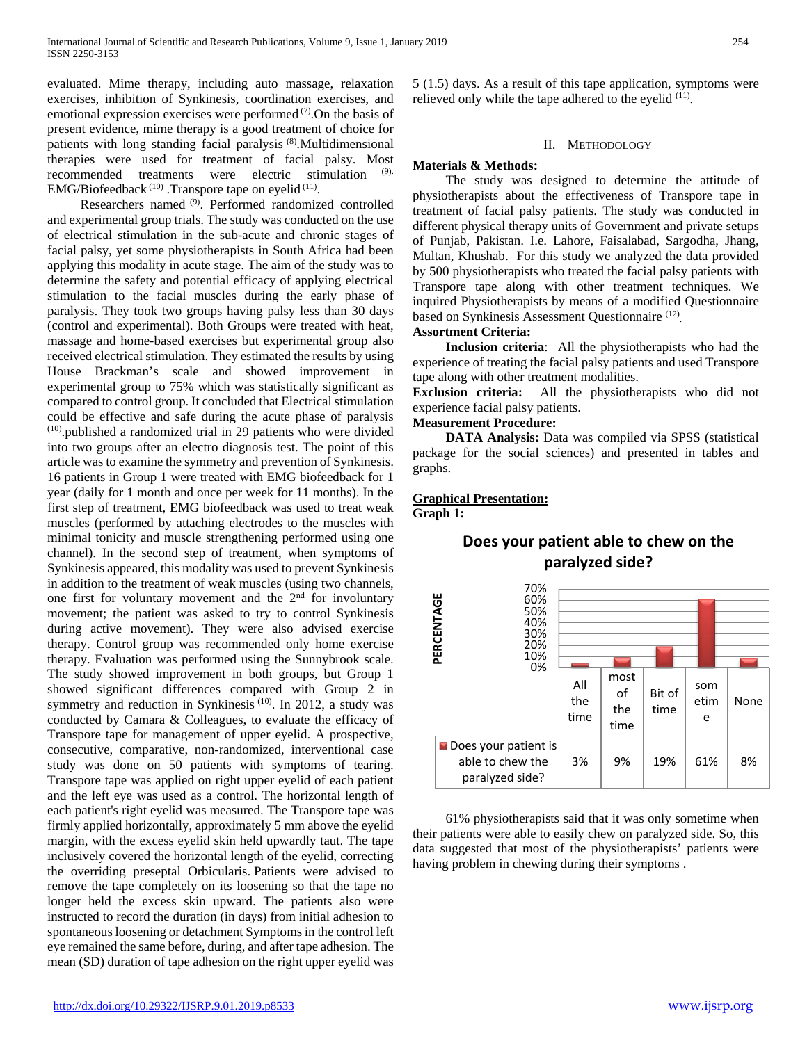evaluated. Mime therapy, including auto massage, relaxation exercises, inhibition of Synkinesis, coordination exercises, and emotional expression exercises were performed [7].On the basis of present evidence, mime therapy is a good treatment of choice for patients with long standing facial paralysis [8].Multidimensional therapies were used for treatment of facial palsy. Most recommended treatments were electric stimulation [9]. EMG/Biofeedback [10] .Transpore tape on eyelid [11].

Researchers named [9]. Performed randomized controlled and experimental group trials. The study was conducted on the use of electrical stimulation in the sub-acute and chronic stages of facial palsy, yet some physiotherapists in South Africa had been applying this modality in acute stage. The aim of the study was to determine the safety and potential efficacy of applying electrical stimulation to the facial muscles during the early phase of paralysis. They took two groups having palsy less than 30 days (control and experimental). Both Groups were treated with heat, massage and home-based exercises but experimental group also received electrical stimulation. They estimated the results by using House Brackman's scale and showed improvement in experimental group to 75% which was statistically significant as compared to control group. It concluded that Electrical stimulation could be effective and safe during the acute phase of paralysis [10].published a randomized trial in 29 patients who were divided into two groups after an electro diagnosis test. The point of this article was to examine the symmetry and prevention of Synkinesis. 16 patients in Group 1 were treated with EMG biofeedback for 1 year (daily for 1 month and once per week for 11 months). In the first step of treatment, EMG biofeedback was used to treat weak muscles (performed by attaching electrodes to the muscles with minimal tonicity and muscle strengthening performed using one channel). In the second step of treatment, when symptoms of Synkinesis appeared, this modality was used to prevent Synkinesis in addition to the treatment of weak muscles (using two channels, one first for voluntary movement and the 2nd for involuntary movement; the patient was asked to try to control Synkinesis during active movement). They were also advised exercise therapy. Control group was recommended only home exercise therapy. Evaluation was performed using the Sunnybrook scale. The study showed improvement in both groups, but Group 1 showed significant differences compared with Group 2 in symmetry and reduction in Synkinesis [10]. In 2012, a study was conducted by Camara & Colleagues, to evaluate the efficacy of Transpore tape for management of upper eyelid. A prospective, consecutive, comparative, non-randomized, interventional case study was done on 50 patients with symptoms of tearing. Transpore tape was applied on right upper eyelid of each patient and the left eye was used as a control. The horizontal length of each patient's right eyelid was measured. The Transpore tape was firmly applied horizontally, approximately 5 mm above the eyelid margin, with the excess eyelid skin held upwardly taut. The tape inclusively covered the horizontal length of the eyelid, correcting the overriding preseptal Orbicularis. Patients were advised to remove the tape completely on its loosening so that the tape no longer held the excess skin upward. The patients also were instructed to record the duration (in days) from initial adhesion to spontaneous loosening or detachment Symptoms in the control left eye remained the same before, during, and after tape adhesion. The mean (SD) duration of tape adhesion on the right upper eyelid was 5 (1.5) days. As a result of this tape application, symptoms were relieved only while the tape adhered to the eyelid [11].

## II. Methodology

**Materials & Methods:**

The study was designed to determine the attitude of physiotherapists about the effectiveness of Transpore tape in treatment of facial palsy patients. The study was conducted in different physical therapy units of Government and private setups of Punjab, Pakistan. I.e. Lahore, Faisalabad, Sargodha, Jhang, Multan, Khushab. For this study we analyzed the data provided by 500 physiotherapists who treated the facial palsy patients with Transpore tape along with other treatment techniques. We inquired Physiotherapists by means of a modified Questionnaire based on Synkinesis Assessment Questionnaire [12].

**Assortment Criteria:**

**Inclusion criteria**: All the physiotherapists who had the experience of treating the facial palsy patients and used Transpore tape along with other treatment modalities.

**Exclusion criteria:** All the physiotherapists who did not experience facial palsy patients.

**Measurement Procedure:**

**DATA Analysis:** Data was compiled via SPSS (statistical package for the social sciences) and presented in tables and graphs.

**Graphical Presentation:**

**Graph 1:**

**Does your patient able to chew on the paralyzed side?**

| | All the time | most of the time | Bit of time | sometime | None |
|---|---|---|---|---|---|
| Does your patient is able to chew the paralyzed side? | 3% | 9% | 19% | 61% | 8% |

61% physiotherapists said that it was only sometime when their patients were able to easily chew on paralyzed side. So, this data suggested that most of the physiotherapists' patients were having problem in chewing during their symptoms .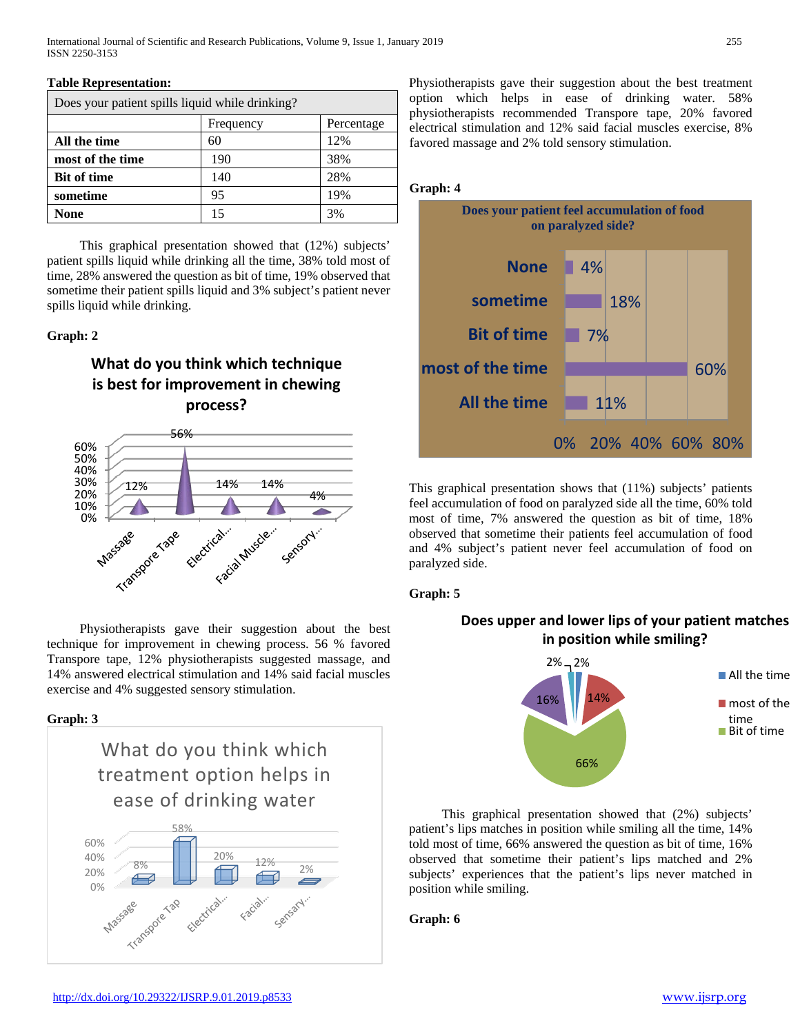**Table Representation:**

| Does your patient spills liquid while drinking? | | |
|---|---|---|
| | Frequency | Percentage |
| **All the time** | 60 | 12% |
| **most of the time** | 190 | 38% |
| **Bit of time** | 140 | 28% |
| **sometime** | 95 | 19% |
| **None** | 15 | 3% |

This graphical presentation showed that (12%) subjects' patient spills liquid while drinking all the time, 38% told most of time, 28% answered the question as bit of time, 19% observed that sometime their patient spills liquid and 3% subject's patient never spills liquid while drinking.

**Graph: 2**

What do you think which technique is best for improvement in chewing process?

Physiotherapists gave their suggestion about the best technique for improvement in chewing process. 56 % favored Transpore tape, 12% physiotherapists suggested massage, and 14% answered electrical stimulation and 14% said facial muscles exercise and 4% suggested sensory stimulation.

**Graph: 3**

What do you think which treatment option helps in ease of drinking water

Physiotherapists gave their suggestion about the best treatment option which helps in ease of drinking water. 58% physiotherapists recommended Transpore tape, 20% favored electrical stimulation and 12% said facial muscles exercise, 8% favored massage and 2% told sensory stimulation.

**Graph: 4**

Does your patient feel accumulation of food on paralyzed side?

This graphical presentation shows that (11%) subjects' patients feel accumulation of food on paralyzed side all the time, 60% told most of time, 7% answered the question as bit of time, 18% observed that sometime their patients feel accumulation of food and 4% subject's patient never feel accumulation of food on paralyzed side.

**Graph: 5**

Does upper and lower lips of your patient matches in position while smiling?

This graphical presentation showed that (2%) subjects' patient's lips matches in position while smiling all the time, 14% told most of time, 66% answered the question as bit of time, 16% observed that sometime their patient's lips matched and 2% subjects' experiences that the patient's lips never matched in position while smiling.

**Graph: 6**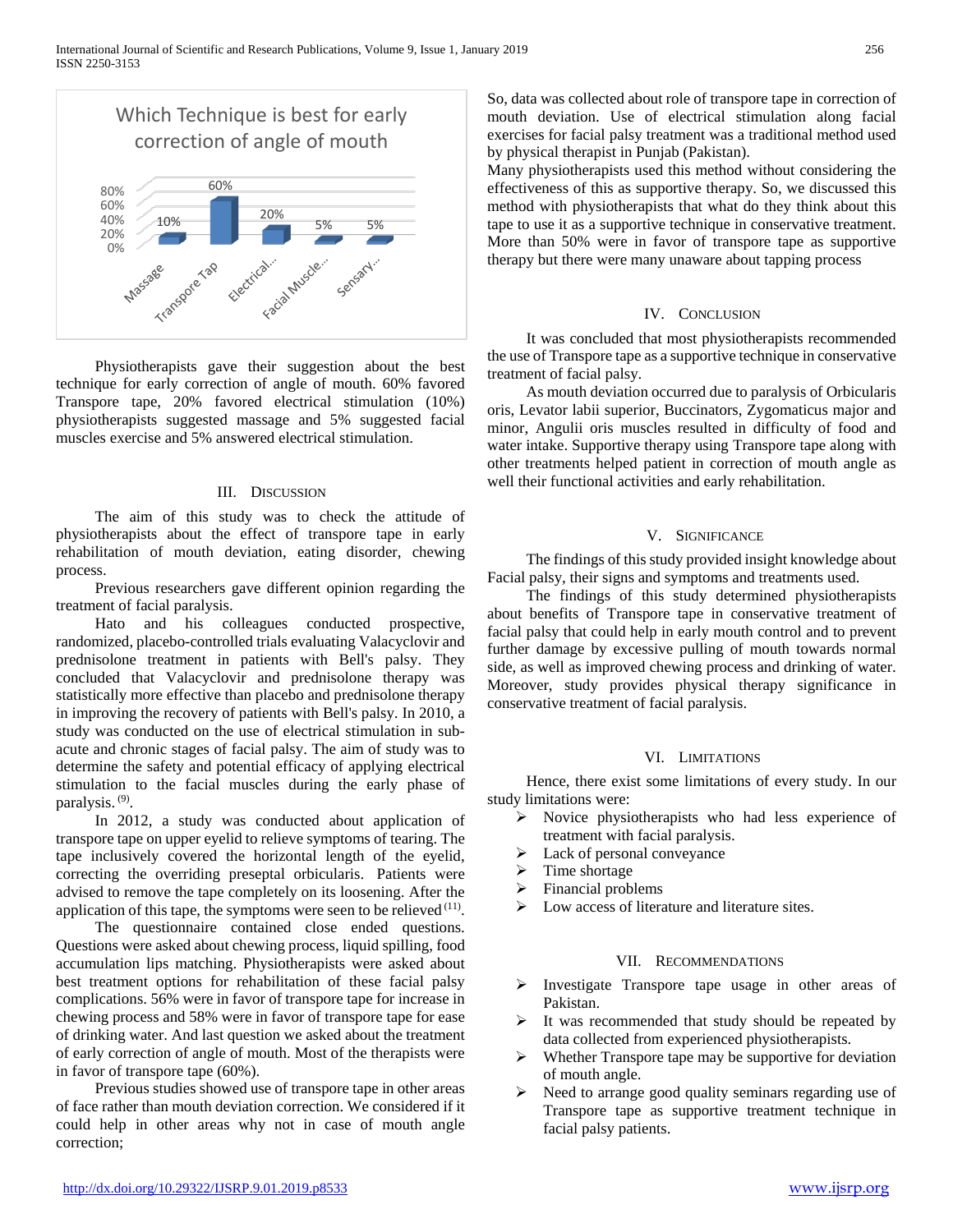Physiotherapists gave their suggestion about the best technique for early correction of angle of mouth. 60% favored Transpore tape, 20% favored electrical stimulation (10%) physiotherapists suggested massage and 5% suggested facial muscles exercise and 5% answered electrical stimulation.

## III. Discussion

The aim of this study was to check the attitude of physiotherapists about the effect of transpore tape in early rehabilitation of mouth deviation, eating disorder, chewing process.

Previous researchers gave different opinion regarding the treatment of facial paralysis.

Hato and his colleagues conducted prospective, randomized, placebo-controlled trials evaluating Valacyclovir and prednisolone treatment in patients with Bell's palsy. They concluded that Valacyclovir and prednisolone therapy was statistically more effective than placebo and prednisolone therapy in improving the recovery of patients with Bell's palsy. In 2010, a study was conducted on the use of electrical stimulation in sub-acute and chronic stages of facial palsy. The aim of study was to determine the safety and potential efficacy of applying electrical stimulation to the facial muscles during the early phase of paralysis. [9].

In 2012, a study was conducted about application of transpore tape on upper eyelid to relieve symptoms of tearing. The tape inclusively covered the horizontal length of the eyelid, correcting the overriding preseptal orbicularis. Patients were advised to remove the tape completely on its loosening. After the application of this tape, the symptoms were seen to be relieved [11].

The questionnaire contained close ended questions. Questions were asked about chewing process, liquid spilling, food accumulation lips matching. Physiotherapists were asked about best treatment options for rehabilitation of these facial palsy complications. 56% were in favor of transpore tape for increase in chewing process and 58% were in favor of transpore tape for ease of drinking water. And last question we asked about the treatment of early correction of angle of mouth. Most of the therapists were in favor of transpore tape (60%).

Previous studies showed use of transpore tape in other areas of face rather than mouth deviation correction. We considered if it could help in other areas why not in case of mouth angle correction; So, data was collected about role of transpore tape in correction of mouth deviation. Use of electrical stimulation along facial exercises for facial palsy treatment was a traditional method used by physical therapist in Punjab (Pakistan).

Many physiotherapists used this method without considering the effectiveness of this as supportive therapy. So, we discussed this method with physiotherapists that what do they think about this tape to use it as a supportive technique in conservative treatment. More than 50% were in favor of transpore tape as supportive therapy but there were many unaware about tapping process

## IV. Conclusion

It was concluded that most physiotherapists recommended the use of Transpore tape as a supportive technique in conservative treatment of facial palsy.

As mouth deviation occurred due to paralysis of Orbicularis oris, Levator labii superior, Buccinators, Zygomaticus major and minor, Angulii oris muscles resulted in difficulty of food and water intake. Supportive therapy using Transpore tape along with other treatments helped patient in correction of mouth angle as well their functional activities and early rehabilitation.

## V. Significance

The findings of this study provided insight knowledge about Facial palsy, their signs and symptoms and treatments used.

The findings of this study determined physiotherapists about benefits of Transpore tape in conservative treatment of facial palsy that could help in early mouth control and to prevent further damage by excessive pulling of mouth towards normal side, as well as improved chewing process and drinking of water. Moreover, study provides physical therapy significance in conservative treatment of facial paralysis.

## VI. Limitations

Hence, there exist some limitations of every study. In our study limitations were:

- Novice physiotherapists who had less experience of treatment with facial paralysis.
- Lack of personal conveyance
- Time shortage
- Financial problems
- Low access of literature and literature sites.

## VII. Recommendations

- Investigate Transpore tape usage in other areas of Pakistan.
- It was recommended that study should be repeated by data collected from experienced physiotherapists.
- Whether Transpore tape may be supportive for deviation of mouth angle.
- Need to arrange good quality seminars regarding use of Transpore tape as supportive treatment technique in facial palsy patients.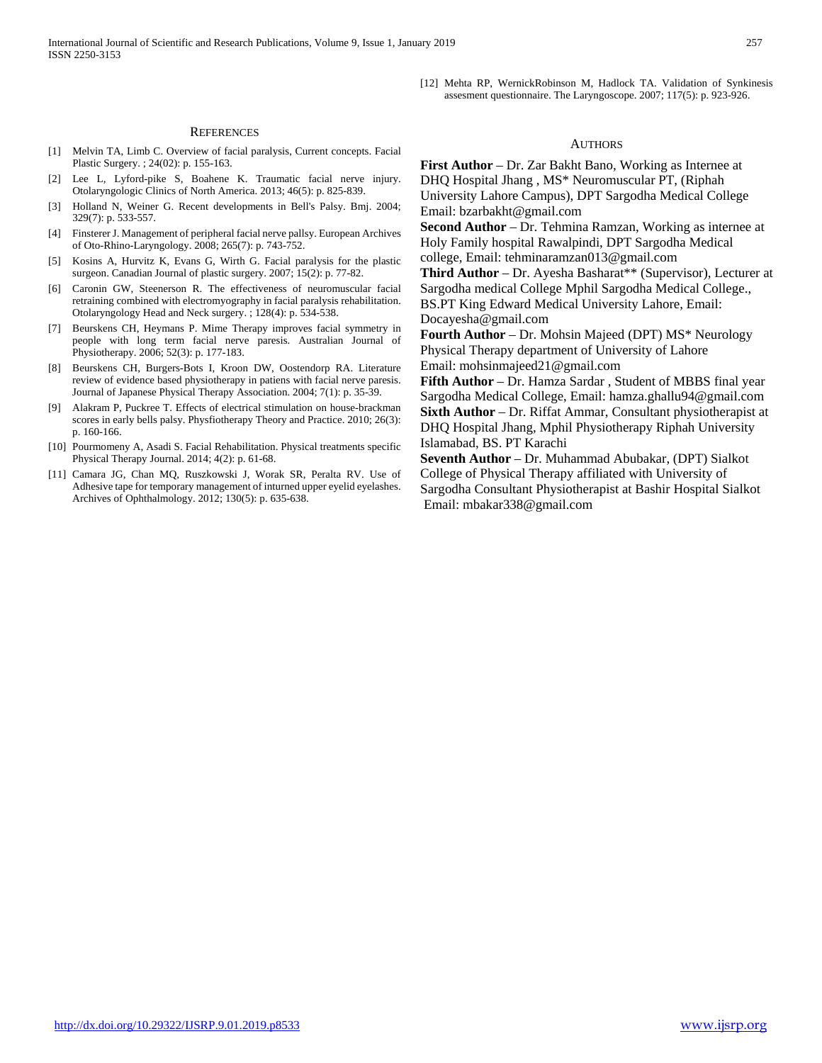## REFERENCES

[1] Melvin TA, Limb C. Overview of facial paralysis, Current concepts. Facial Plastic Surgery. ; 24(02): p. 155-163.

[2] Lee L, Lyford-pike S, Boahene K. Traumatic facial nerve injury. Otolaryngologic Clinics of North America. 2013; 46(5): p. 825-839.

[3] Holland N, Weiner G. Recent developments in Bell's Palsy. Bmj. 2004; 329(7): p. 533-557.

[4] Finsterer J. Management of peripheral facial nerve pallsy. European Archives of Oto-Rhino-Laryngology. 2008; 265(7): p. 743-752.

[5] Kosins A, Hurvitz K, Evans G, Wirth G. Facial paralysis for the plastic surgeon. Canadian Journal of plastic surgery. 2007; 15(2): p. 77-82.

[6] Caronin GW, Steenerson R. The effectiveness of neuromuscular facial retraining combined with electromyography in facial paralysis rehabilitation. Otolaryngology Head and Neck surgery. ; 128(4): p. 534-538.

[7] Beurskens CH, Heymans P. Mime Therapy improves facial symmetry in people with long term facial nerve paresis. Australian Journal of Physiotherapy. 2006; 52(3): p. 177-183.

[8] Beurskens CH, Burgers-Bots I, Kroon DW, Oostendorp RA. Literature review of evidence based physiotherapy in patiens with facial nerve paresis. Journal of Japanese Physical Therapy Association. 2004; 7(1): p. 35-39.

[9] Alakram P, Puckree T. Effects of electrical stimulation on house-brackman scores in early bells palsy. Physfiotherapy Theory and Practice. 2010; 26(3): p. 160-166.

[10] Pourmomeny A, Asadi S. Facial Rehabilitation. Physical treatments specific Physical Therapy Journal. 2014; 4(2): p. 61-68.

[11] Camara JG, Chan MQ, Ruszkowski J, Worak SR, Peralta RV. Use of Adhesive tape for temporary management of inturned upper eyelid eyelashes. Archives of Ophthalmology. 2012; 130(5): p. 635-638.

[12] Mehta RP, WernickRobinson M, Hadlock TA. Validation of Synkinesis assesment questionnaire. The Laryngoscope. 2007; 117(5): p. 923-926.

## AUTHORS

**First Author** – Dr. Zar Bakht Bano, Working as Internee at DHQ Hospital Jhang , MS* Neuromuscular PT, (Riphah University Lahore Campus), DPT Sargodha Medical College Email: bzarbakht@gmail.com

**Second Author** – Dr. Tehmina Ramzan, Working as internee at Holy Family hospital Rawalpindi, DPT Sargodha Medical college, Email: tehminaramzan013@gmail.com

**Third Author** – Dr. Ayesha Basharat** (Supervisor), Lecturer at Sargodha medical College Mphil Sargodha Medical College., BS.PT King Edward Medical University Lahore, Email: Docayesha@gmail.com

**Fourth Author** – Dr. Mohsin Majeed (DPT) MS* Neurology Physical Therapy department of University of Lahore Email: mohsinmajeed21@gmail.com

**Fifth Author** – Dr. Hamza Sardar , Student of MBBS final year Sargodha Medical College, Email: hamza.ghallu94@gmail.com

**Sixth Author** – Dr. Riffat Ammar, Consultant physiotherapist at DHQ Hospital Jhang, Mphil Physiotherapy Riphah University Islamabad, BS. PT Karachi

**Seventh Author** – Dr. Muhammad Abubakar, (DPT) Sialkot College of Physical Therapy affiliated with University of Sargodha Consultant Physiotherapist at Bashir Hospital Sialkot Email: mbakar338@gmail.com